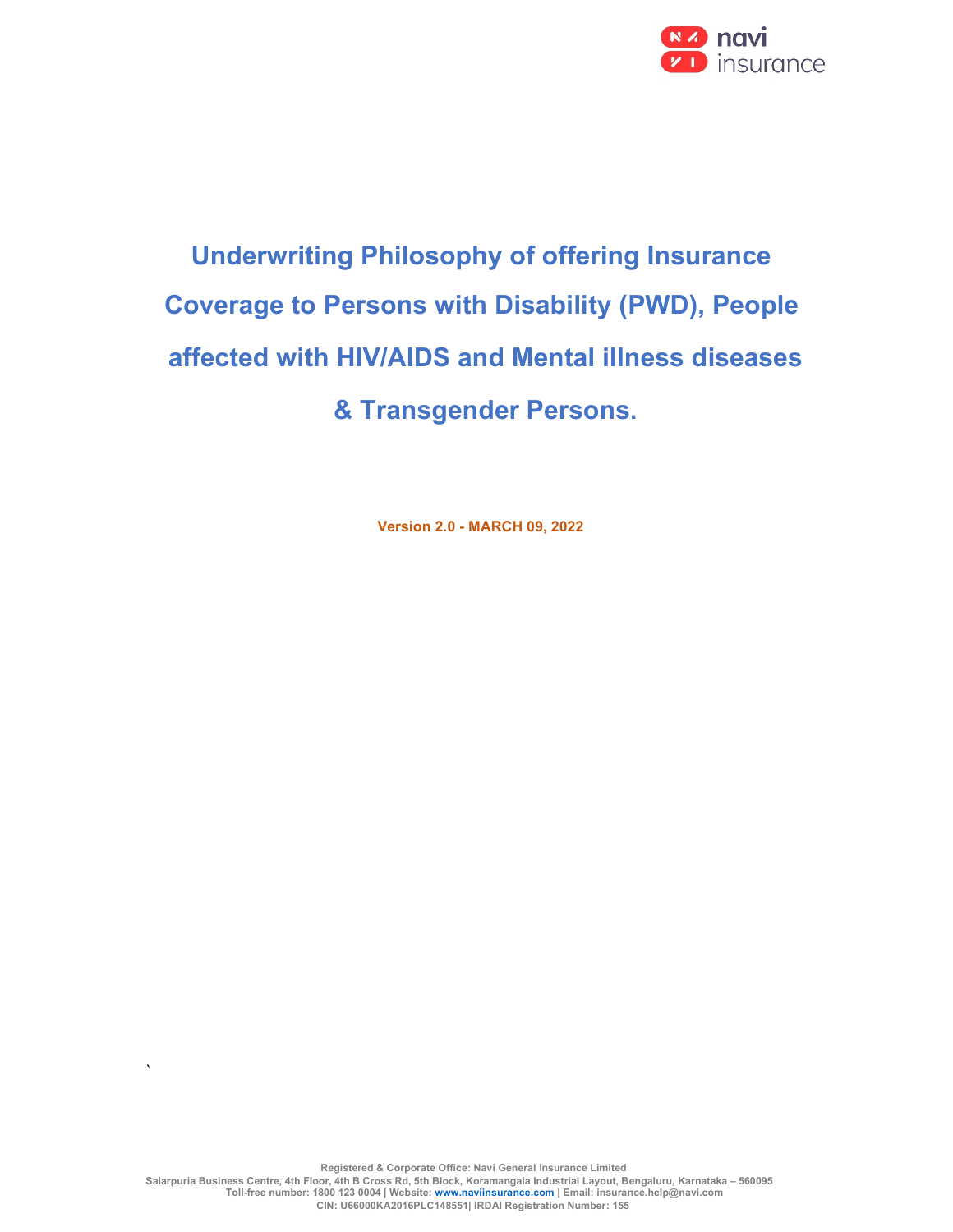# Underwriting Philosophy of offering Insurance Coverage to Persons with Disability (PWD), People affected with HIV/AIDS and Mental illness diseases & Transgender Persons.

**Version 2.0 - MARCH 09, 2022**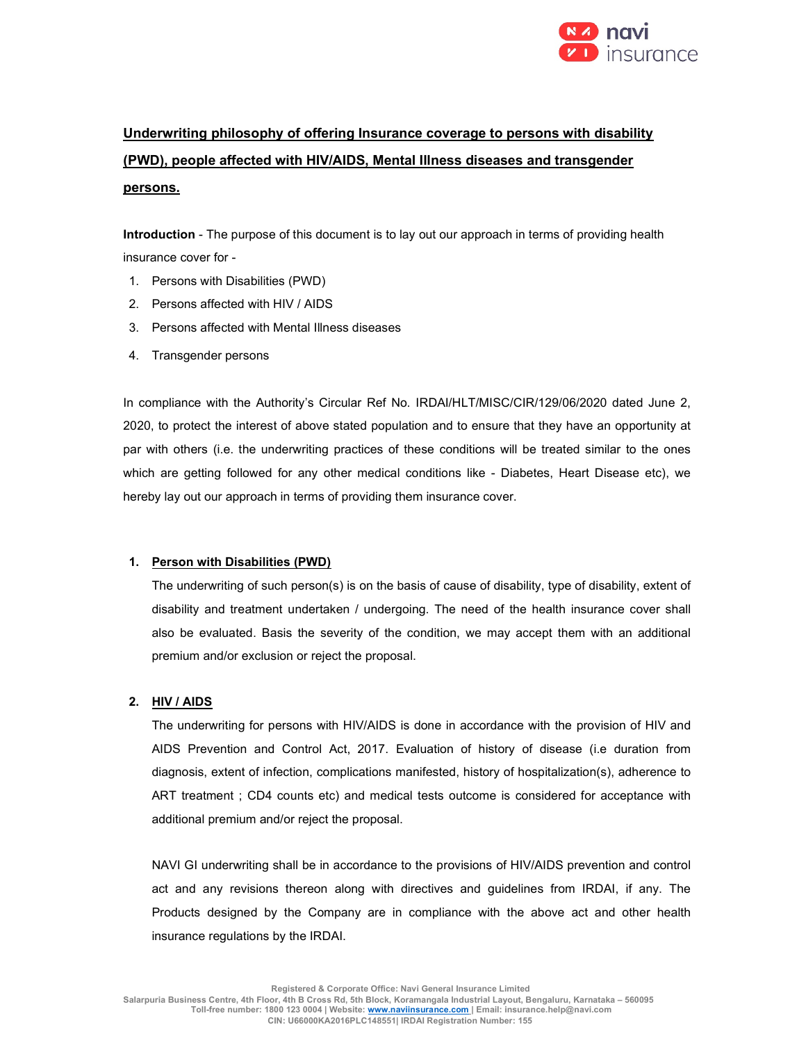## Underwriting philosophy of offering Insurance coverage to persons with disability (PWD), people affected with HIV/AIDS, Mental Illness diseases and transgender persons.

**Introduction** - The purpose of this document is to lay out our approach in terms of providing health insurance cover for -

1. Persons with Disabilities (PWD)
2. Persons affected with HIV / AIDS
3. Persons affected with Mental Illness diseases
4. Transgender persons

In compliance with the Authority's Circular Ref No. IRDAI/HLT/MISC/CIR/129/06/2020 dated June 2, 2020, to protect the interest of above stated population and to ensure that they have an opportunity at par with others (i.e. the underwriting practices of these conditions will be treated similar to the ones which are getting followed for any other medical conditions like - Diabetes, Heart Disease etc), we hereby lay out our approach in terms of providing them insurance cover.

1. **Person with Disabilities (PWD)**

   The underwriting of such person(s) is on the basis of cause of disability, type of disability, extent of disability and treatment undertaken / undergoing. The need of the health insurance cover shall also be evaluated. Basis the severity of the condition, we may accept them with an additional premium and/or exclusion or reject the proposal.

2. **HIV / AIDS**

   The underwriting for persons with HIV/AIDS is done in accordance with the provision of HIV and AIDS Prevention and Control Act, 2017. Evaluation of history of disease (i.e duration from diagnosis, extent of infection, complications manifested, history of hospitalization(s), adherence to ART treatment ; CD4 counts etc) and medical tests outcome is considered for acceptance with additional premium and/or reject the proposal.

   NAVI GI underwriting shall be in accordance to the provisions of HIV/AIDS prevention and control act and any revisions thereon along with directives and guidelines from IRDAI, if any. The Products designed by the Company are in compliance with the above act and other health insurance regulations by the IRDAI.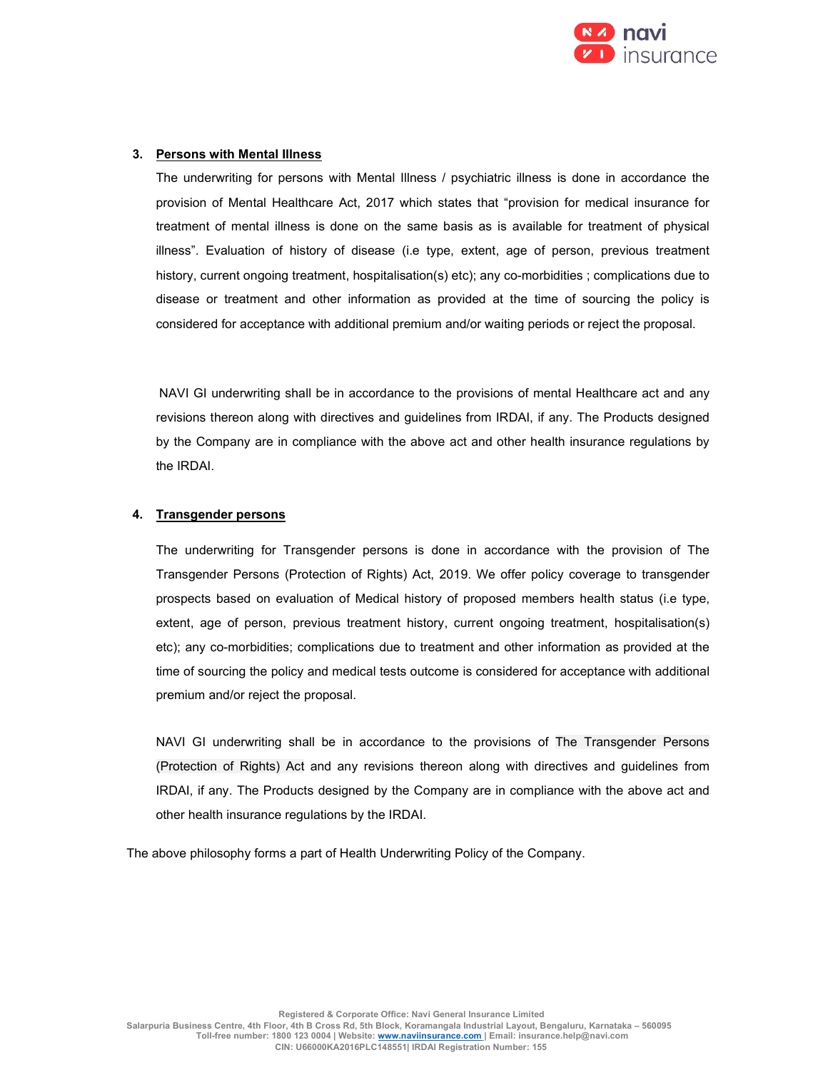3. **Persons with Mental Illness**

   The underwriting for persons with Mental Illness / psychiatric illness is done in accordance the provision of Mental Healthcare Act, 2017 which states that "provision for medical insurance for treatment of mental illness is done on the same basis as is available for treatment of physical illness". Evaluation of history of disease (i.e type, extent, age of person, previous treatment history, current ongoing treatment, hospitalisation(s) etc); any co-morbidities ; complications due to disease or treatment and other information as provided at the time of sourcing the policy is considered for acceptance with additional premium and/or waiting periods or reject the proposal.

   NAVI GI underwriting shall be in accordance to the provisions of mental Healthcare act and any revisions thereon along with directives and guidelines from IRDAI, if any. The Products designed by the Company are in compliance with the above act and other health insurance regulations by the IRDAI.

4. **Transgender persons**

   The underwriting for Transgender persons is done in accordance with the provision of The Transgender Persons (Protection of Rights) Act, 2019. We offer policy coverage to transgender prospects based on evaluation of Medical history of proposed members health status (i.e type, extent, age of person, previous treatment history, current ongoing treatment, hospitalisation(s) etc); any co-morbidities; complications due to treatment and other information as provided at the time of sourcing the policy and medical tests outcome is considered for acceptance with additional premium and/or reject the proposal.

   NAVI GI underwriting shall be in accordance to the provisions of The Transgender Persons (Protection of Rights) Act and any revisions thereon along with directives and guidelines from IRDAI, if any. The Products designed by the Company are in compliance with the above act and other health insurance regulations by the IRDAI.

The above philosophy forms a part of Health Underwriting Policy of the Company.